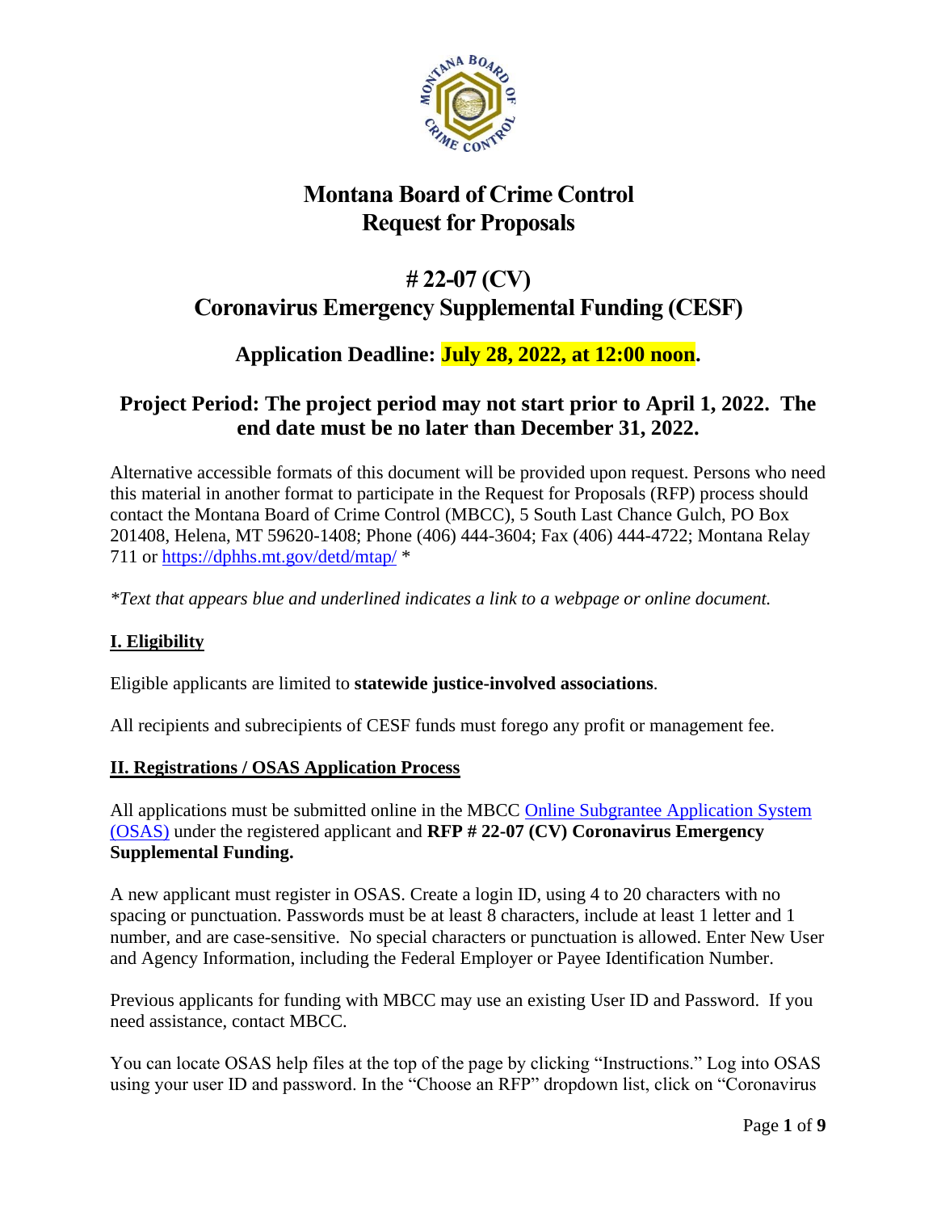# Montana Board of Crime Control
# Request for Proposals

## # 22-07 (CV)
## Coronavirus Emergency Supplemental Funding (CESF)

### Application Deadline: July 28, 2022, at 12:00 noon.

### Project Period: The project period may not start prior to April 1, 2022. The end date must be no later than December 31, 2022.

Alternative accessible formats of this document will be provided upon request. Persons who need this material in another format to participate in the Request for Proposals (RFP) process should contact the Montana Board of Crime Control (MBCC), 5 South Last Chance Gulch, PO Box 201408, Helena, MT 59620-1408; Phone (406) 444-3604; Fax (406) 444-4722; Montana Relay 711 or https://dphhs.mt.gov/detd/mtap/ *

*\*Text that appears blue and underlined indicates a link to a webpage or online document.*

**I. Eligibility**

Eligible applicants are limited to **statewide justice-involved associations**.

All recipients and subrecipients of CESF funds must forego any profit or management fee.

**II. Registrations / OSAS Application Process**

All applications must be submitted online in the MBCC Online Subgrantee Application System (OSAS) under the registered applicant and **RFP # 22-07 (CV) Coronavirus Emergency Supplemental Funding.**

A new applicant must register in OSAS. Create a login ID, using 4 to 20 characters with no spacing or punctuation. Passwords must be at least 8 characters, include at least 1 letter and 1 number, and are case-sensitive. No special characters or punctuation is allowed. Enter New User and Agency Information, including the Federal Employer or Payee Identification Number.

Previous applicants for funding with MBCC may use an existing User ID and Password. If you need assistance, contact MBCC.

You can locate OSAS help files at the top of the page by clicking "Instructions." Log into OSAS using your user ID and password. In the "Choose an RFP" dropdown list, click on "Coronavirus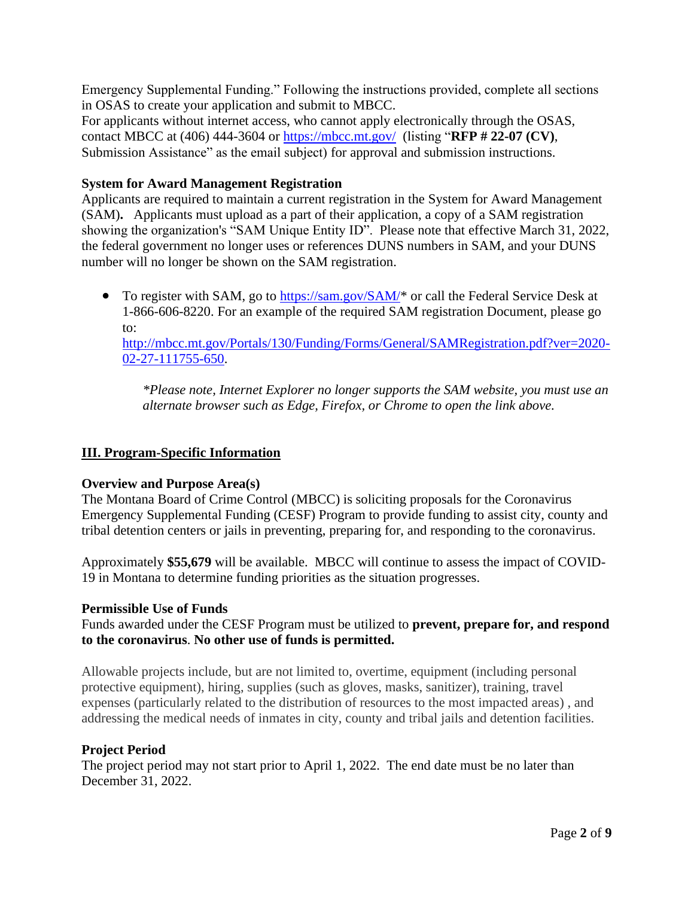Emergency Supplemental Funding." Following the instructions provided, complete all sections in OSAS to create your application and submit to MBCC.
For applicants without internet access, who cannot apply electronically through the OSAS, contact MBCC at (406) 444-3604 or https://mbcc.mt.gov/ (listing "**RFP # 22-07 (CV)**, Submission Assistance" as the email subject) for approval and submission instructions.

**System for Award Management Registration**
Applicants are required to maintain a current registration in the System for Award Management (SAM)**.** Applicants must upload as a part of their application, a copy of a SAM registration showing the organization's "SAM Unique Entity ID". Please note that effective March 31, 2022, the federal government no longer uses or references DUNS numbers in SAM, and your DUNS number will no longer be shown on the SAM registration.

- To register with SAM, go to https://sam.gov/SAM/* or call the Federal Service Desk at 1-866-606-8220. For an example of the required SAM registration Document, please go to: http://mbcc.mt.gov/Portals/130/Funding/Forms/General/SAMRegistration.pdf?ver=2020-02-27-111755-650.

  *\*Please note, Internet Explorer no longer supports the SAM website, you must use an alternate browser such as Edge, Firefox, or Chrome to open the link above.*

## III. Program-Specific Information

**Overview and Purpose Area(s)**
The Montana Board of Crime Control (MBCC) is soliciting proposals for the Coronavirus Emergency Supplemental Funding (CESF) Program to provide funding to assist city, county and tribal detention centers or jails in preventing, preparing for, and responding to the coronavirus.

Approximately **$55,679** will be available. MBCC will continue to assess the impact of COVID-19 in Montana to determine funding priorities as the situation progresses.

**Permissible Use of Funds**
Funds awarded under the CESF Program must be utilized to **prevent, prepare for, and respond to the coronavirus**. **No other use of funds is permitted.**

Allowable projects include, but are not limited to, overtime, equipment (including personal protective equipment), hiring, supplies (such as gloves, masks, sanitizer), training, travel expenses (particularly related to the distribution of resources to the most impacted areas) , and addressing the medical needs of inmates in city, county and tribal jails and detention facilities.

**Project Period**
The project period may not start prior to April 1, 2022. The end date must be no later than December 31, 2022.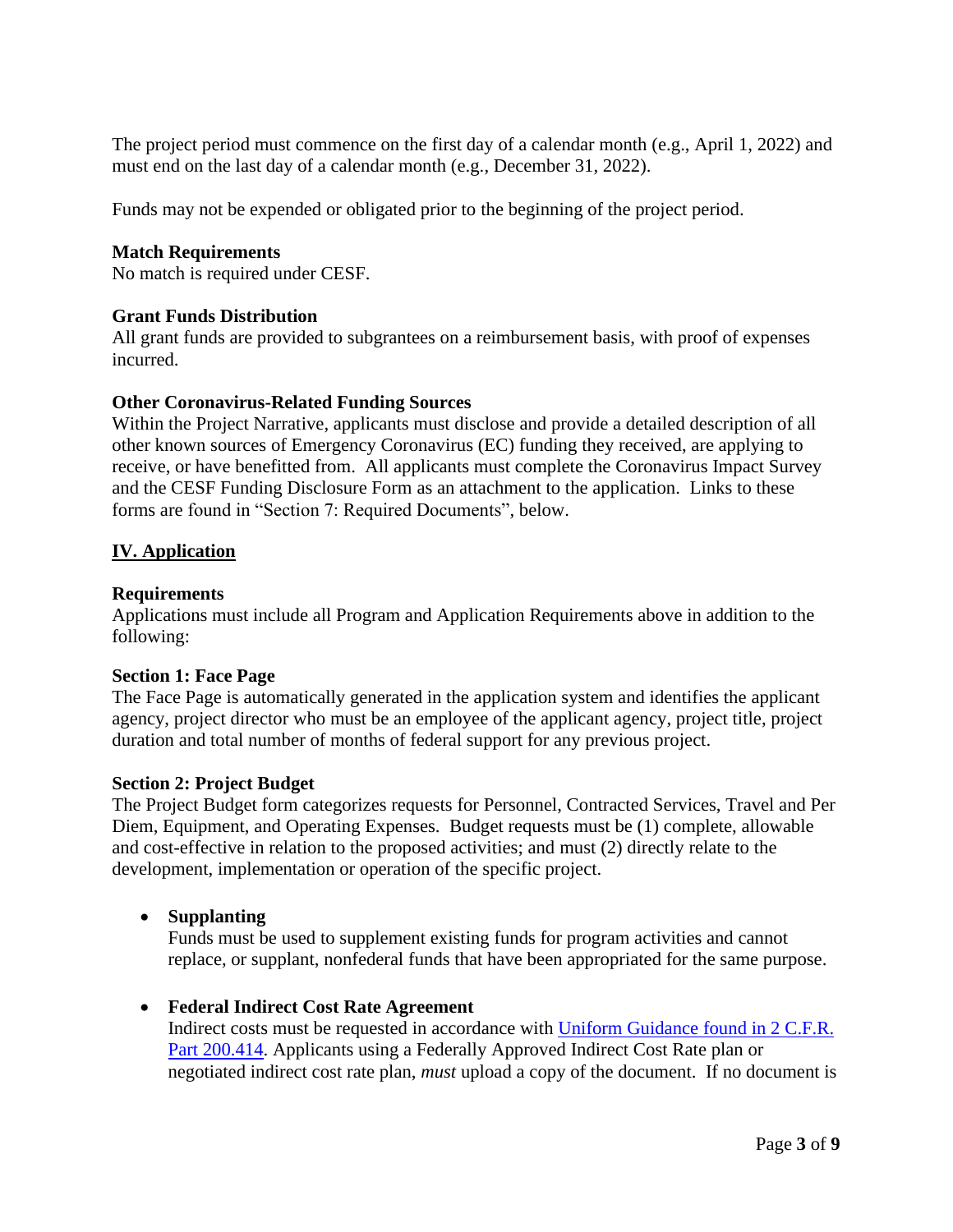The project period must commence on the first day of a calendar month (e.g., April 1, 2022) and must end on the last day of a calendar month (e.g., December 31, 2022).

Funds may not be expended or obligated prior to the beginning of the project period.

**Match Requirements**
No match is required under CESF.

**Grant Funds Distribution**
All grant funds are provided to subgrantees on a reimbursement basis, with proof of expenses incurred.

**Other Coronavirus-Related Funding Sources**
Within the Project Narrative, applicants must disclose and provide a detailed description of all other known sources of Emergency Coronavirus (EC) funding they received, are applying to receive, or have benefitted from. All applicants must complete the Coronavirus Impact Survey and the CESF Funding Disclosure Form as an attachment to the application. Links to these forms are found in "Section 7: Required Documents", below.

## IV. Application

**Requirements**
Applications must include all Program and Application Requirements above in addition to the following:

**Section 1: Face Page**
The Face Page is automatically generated in the application system and identifies the applicant agency, project director who must be an employee of the applicant agency, project title, project duration and total number of months of federal support for any previous project.

**Section 2: Project Budget**
The Project Budget form categorizes requests for Personnel, Contracted Services, Travel and Per Diem, Equipment, and Operating Expenses. Budget requests must be (1) complete, allowable and cost-effective in relation to the proposed activities; and must (2) directly relate to the development, implementation or operation of the specific project.

- **Supplanting**
  Funds must be used to supplement existing funds for program activities and cannot replace, or supplant, nonfederal funds that have been appropriated for the same purpose.

- **Federal Indirect Cost Rate Agreement**
  Indirect costs must be requested in accordance with Uniform Guidance found in 2 C.F.R. Part 200.414. Applicants using a Federally Approved Indirect Cost Rate plan or negotiated indirect cost rate plan, *must* upload a copy of the document. If no document is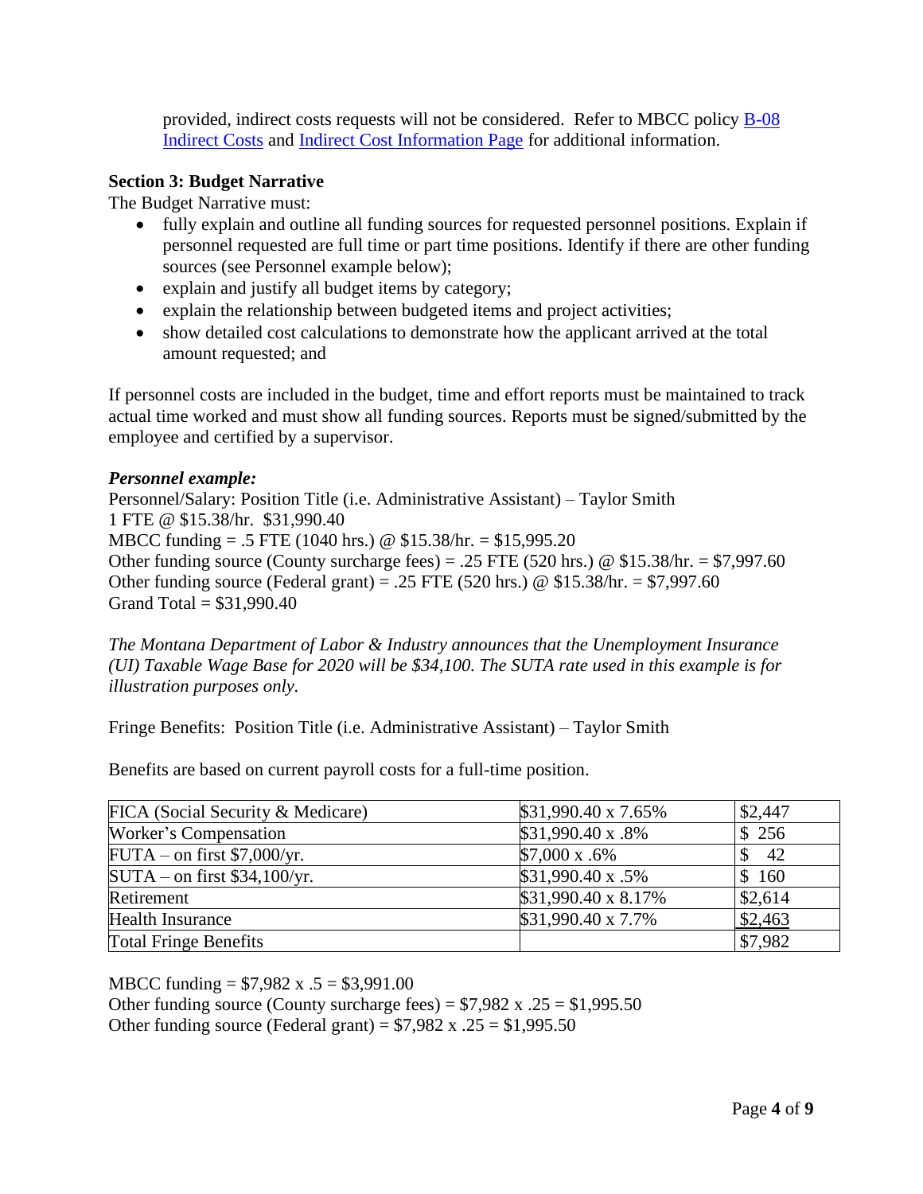provided, indirect costs requests will not be considered. Refer to MBCC policy B-08 Indirect Costs and Indirect Cost Information Page for additional information.

**Section 3: Budget Narrative**

The Budget Narrative must:

- fully explain and outline all funding sources for requested personnel positions. Explain if personnel requested are full time or part time positions. Identify if there are other funding sources (see Personnel example below);
- explain and justify all budget items by category;
- explain the relationship between budgeted items and project activities;
- show detailed cost calculations to demonstrate how the applicant arrived at the total amount requested; and

If personnel costs are included in the budget, time and effort reports must be maintained to track actual time worked and must show all funding sources. Reports must be signed/submitted by the employee and certified by a supervisor.

***Personnel example:***

Personnel/Salary: Position Title (i.e. Administrative Assistant) – Taylor Smith
1 FTE @ $15.38/hr. $31,990.40
MBCC funding = .5 FTE (1040 hrs.) @ $15.38/hr. = $15,995.20
Other funding source (County surcharge fees) = .25 FTE (520 hrs.) @ $15.38/hr. = $7,997.60
Other funding source (Federal grant) = .25 FTE (520 hrs.) @ $15.38/hr. = $7,997.60
Grand Total = $31,990.40

*The Montana Department of Labor & Industry announces that the Unemployment Insurance (UI) Taxable Wage Base for 2020 will be $34,100. The SUTA rate used in this example is for illustration purposes only.*

Fringe Benefits: Position Title (i.e. Administrative Assistant) – Taylor Smith

Benefits are based on current payroll costs for a full-time position.

| | | |
|---|---|---|
| FICA (Social Security & Medicare) | $31,990.40 x 7.65% | $2,447 |
| Worker's Compensation | $31,990.40 x .8% | $ 256 |
| FUTA – on first $7,000/yr. | $7,000 x .6% | $ 42 |
| SUTA – on first $34,100/yr. | $31,990.40 x .5% | $ 160 |
| Retirement | $31,990.40 x 8.17% | $2,614 |
| Health Insurance | $31,990.40 x 7.7% | $2,463 |
| Total Fringe Benefits | | $7,982 |

MBCC funding = $7,982 x .5 = $3,991.00
Other funding source (County surcharge fees) = $7,982 x .25 = $1,995.50
Other funding source (Federal grant) = $7,982 x .25 = $1,995.50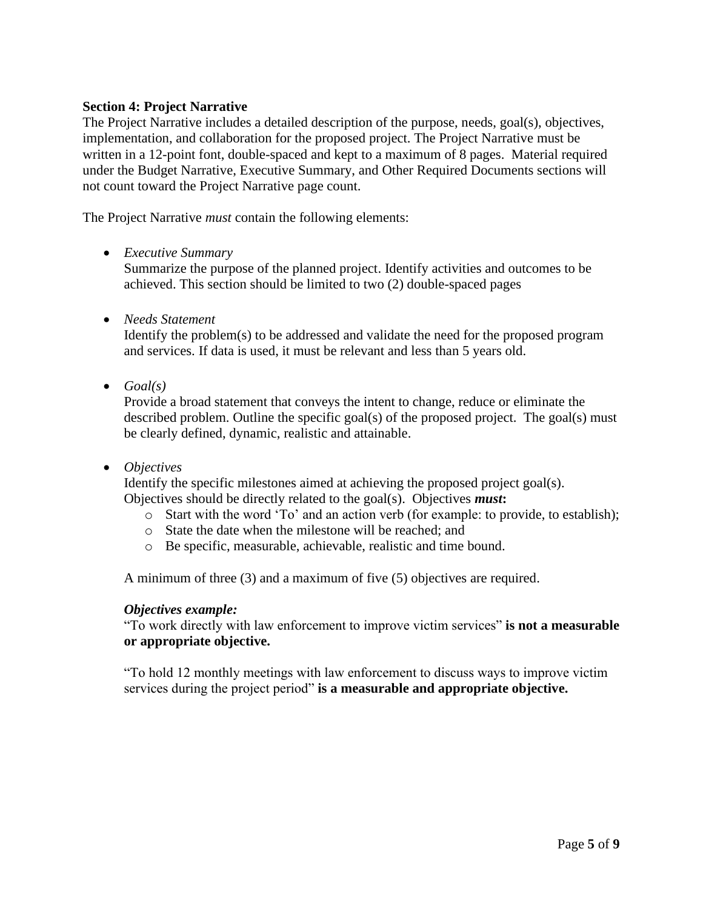**Section 4: Project Narrative**

The Project Narrative includes a detailed description of the purpose, needs, goal(s), objectives, implementation, and collaboration for the proposed project. The Project Narrative must be written in a 12-point font, double-spaced and kept to a maximum of 8 pages. Material required under the Budget Narrative, Executive Summary, and Other Required Documents sections will not count toward the Project Narrative page count.

The Project Narrative *must* contain the following elements:

- *Executive Summary*
  Summarize the purpose of the planned project. Identify activities and outcomes to be achieved. This section should be limited to two (2) double-spaced pages

- *Needs Statement*
  Identify the problem(s) to be addressed and validate the need for the proposed program and services. If data is used, it must be relevant and less than 5 years old.

- *Goal(s)*
  Provide a broad statement that conveys the intent to change, reduce or eliminate the described problem. Outline the specific goal(s) of the proposed project. The goal(s) must be clearly defined, dynamic, realistic and attainable.

- *Objectives*
  Identify the specific milestones aimed at achieving the proposed project goal(s). Objectives should be directly related to the goal(s). Objectives ***must*:**
  - Start with the word 'To' and an action verb (for example: to provide, to establish);
  - State the date when the milestone will be reached; and
  - Be specific, measurable, achievable, realistic and time bound.

  A minimum of three (3) and a maximum of five (5) objectives are required.

  ***Objectives example:***

  "To work directly with law enforcement to improve victim services" **is not a measurable or appropriate objective.**

  "To hold 12 monthly meetings with law enforcement to discuss ways to improve victim services during the project period" **is a measurable and appropriate objective.**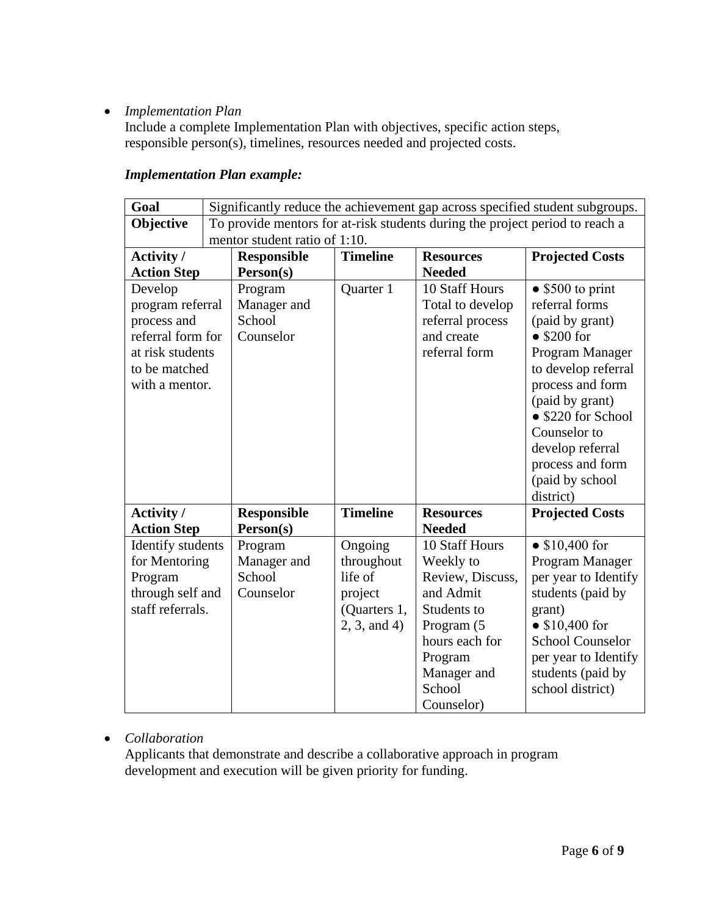- *Implementation Plan*

  Include a complete Implementation Plan with objectives, specific action steps, responsible person(s), timelines, resources needed and projected costs.

  ***Implementation Plan example:***

| **Goal** | Significantly reduce the achievement gap across specified student subgroups. | | | |
|---|---|---|---|---|
| **Objective** | To provide mentors for at-risk students during the project period to reach a mentor student ratio of 1:10. | | | |
| **Activity / Action Step** | **Responsible Person(s)** | **Timeline** | **Resources Needed** | **Projected Costs** |
| Develop program referral process and referral form for at risk students to be matched with a mentor. | Program Manager and School Counselor | Quarter 1 | 10 Staff Hours Total to develop referral process and create referral form | ● $500 to print referral forms (paid by grant) ● $200 for Program Manager to develop referral process and form (paid by grant) ● $220 for School Counselor to develop referral process and form (paid by school district) |
| **Activity / Action Step** | **Responsible Person(s)** | **Timeline** | **Resources Needed** | **Projected Costs** |
| Identify students for Mentoring Program through self and staff referrals. | Program Manager and School Counselor | Ongoing throughout life of project (Quarters 1, 2, 3, and 4) | 10 Staff Hours Weekly to Review, Discuss, and Admit Students to Program (5 hours each for Program Manager and School Counselor) | ● $10,400 for Program Manager per year to Identify students (paid by grant) ● $10,400 for School Counselor per year to Identify students (paid by school district) |

- *Collaboration*

  Applicants that demonstrate and describe a collaborative approach in program development and execution will be given priority for funding.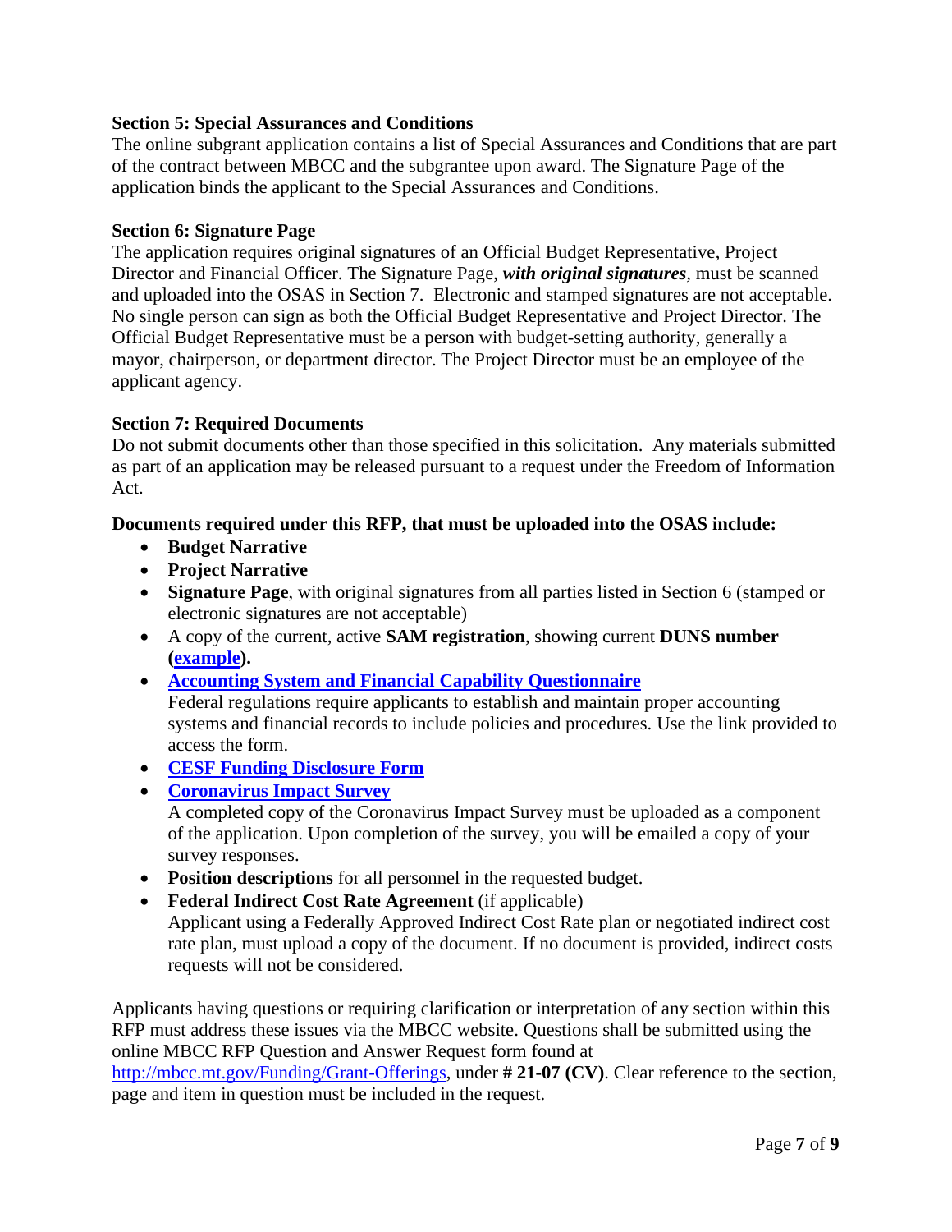### Section 5: Special Assurances and Conditions

The online subgrant application contains a list of Special Assurances and Conditions that are part of the contract between MBCC and the subgrantee upon award. The Signature Page of the application binds the applicant to the Special Assurances and Conditions.

### Section 6: Signature Page

The application requires original signatures of an Official Budget Representative, Project Director and Financial Officer. The Signature Page, ***with original signatures***, must be scanned and uploaded into the OSAS in Section 7. Electronic and stamped signatures are not acceptable. No single person can sign as both the Official Budget Representative and Project Director. The Official Budget Representative must be a person with budget-setting authority, generally a mayor, chairperson, or department director. The Project Director must be an employee of the applicant agency.

### Section 7: Required Documents

Do not submit documents other than those specified in this solicitation. Any materials submitted as part of an application may be released pursuant to a request under the Freedom of Information Act.

**Documents required under this RFP, that must be uploaded into the OSAS include:**

- **Budget Narrative**
- **Project Narrative**
- **Signature Page**, with original signatures from all parties listed in Section 6 (stamped or electronic signatures are not acceptable)
- A copy of the current, active **SAM registration**, showing current **DUNS number (example).**
- **Accounting System and Financial Capability Questionnaire**
  Federal regulations require applicants to establish and maintain proper accounting systems and financial records to include policies and procedures. Use the link provided to access the form.
- **CESF Funding Disclosure Form**
- **Coronavirus Impact Survey**
  A completed copy of the Coronavirus Impact Survey must be uploaded as a component of the application. Upon completion of the survey, you will be emailed a copy of your survey responses.
- **Position descriptions** for all personnel in the requested budget.
- **Federal Indirect Cost Rate Agreement** (if applicable)
  Applicant using a Federally Approved Indirect Cost Rate plan or negotiated indirect cost rate plan, must upload a copy of the document. If no document is provided, indirect costs requests will not be considered.

Applicants having questions or requiring clarification or interpretation of any section within this RFP must address these issues via the MBCC website. Questions shall be submitted using the online MBCC RFP Question and Answer Request form found at http://mbcc.mt.gov/Funding/Grant-Offerings, under **# 21-07 (CV)**. Clear reference to the section, page and item in question must be included in the request.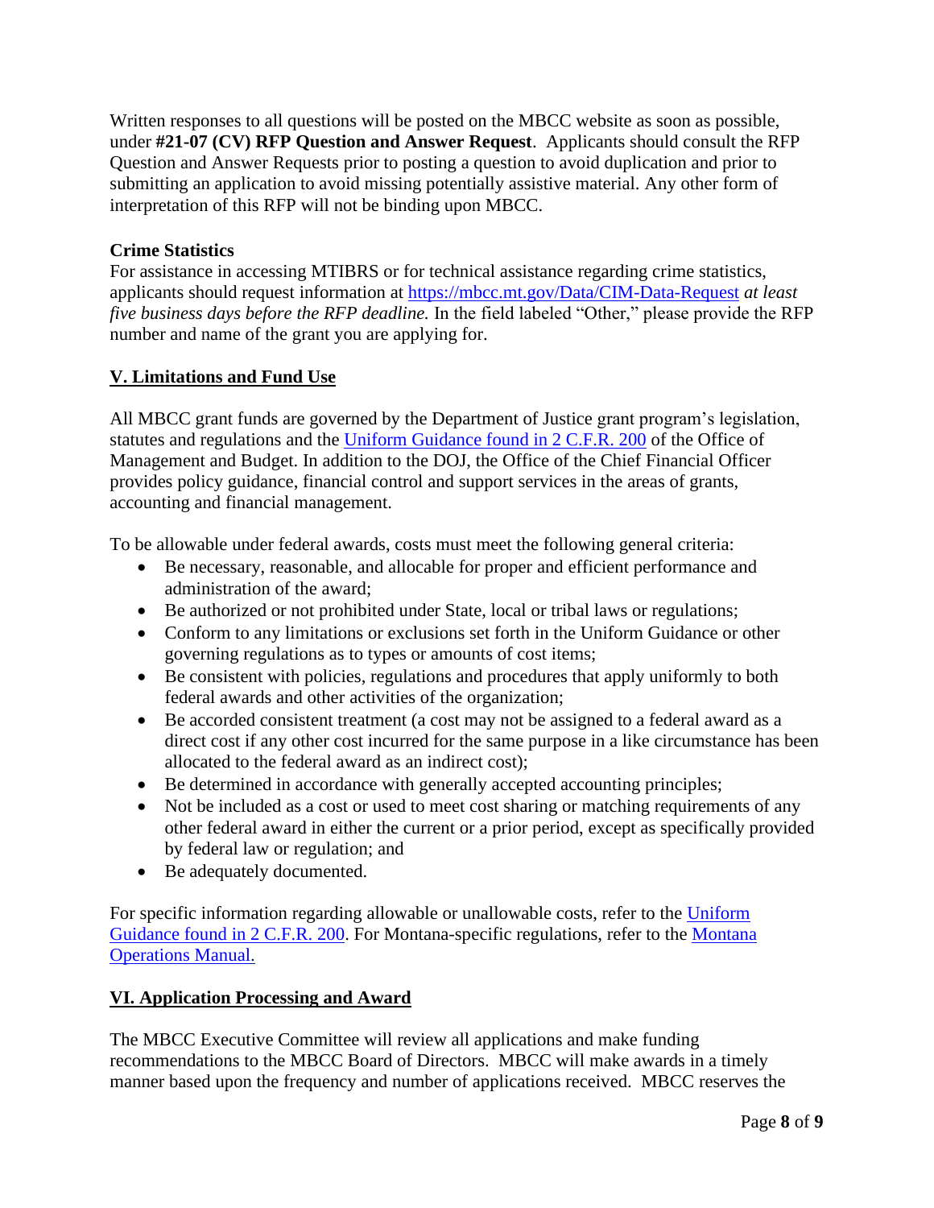Written responses to all questions will be posted on the MBCC website as soon as possible, under **#21-07 (CV) RFP Question and Answer Request**. Applicants should consult the RFP Question and Answer Requests prior to posting a question to avoid duplication and prior to submitting an application to avoid missing potentially assistive material. Any other form of interpretation of this RFP will not be binding upon MBCC.

**Crime Statistics**
For assistance in accessing MTIBRS or for technical assistance regarding crime statistics, applicants should request information at [https://mbcc.mt.gov/Data/CIM-Data-Request](https://mbcc.mt.gov/Data/CIM-Data-Request) *at least five business days before the RFP deadline.* In the field labeled "Other," please provide the RFP number and name of the grant you are applying for.

## V. Limitations and Fund Use

All MBCC grant funds are governed by the Department of Justice grant program's legislation, statutes and regulations and the [Uniform Guidance found in 2 C.F.R. 200](#) of the Office of Management and Budget. In addition to the DOJ, the Office of the Chief Financial Officer provides policy guidance, financial control and support services in the areas of grants, accounting and financial management.

To be allowable under federal awards, costs must meet the following general criteria:

- Be necessary, reasonable, and allocable for proper and efficient performance and administration of the award;
- Be authorized or not prohibited under State, local or tribal laws or regulations;
- Conform to any limitations or exclusions set forth in the Uniform Guidance or other governing regulations as to types or amounts of cost items;
- Be consistent with policies, regulations and procedures that apply uniformly to both federal awards and other activities of the organization;
- Be accorded consistent treatment (a cost may not be assigned to a federal award as a direct cost if any other cost incurred for the same purpose in a like circumstance has been allocated to the federal award as an indirect cost);
- Be determined in accordance with generally accepted accounting principles;
- Not be included as a cost or used to meet cost sharing or matching requirements of any other federal award in either the current or a prior period, except as specifically provided by federal law or regulation; and
- Be adequately documented.

For specific information regarding allowable or unallowable costs, refer to the [Uniform Guidance found in 2 C.F.R. 200](#). For Montana-specific regulations, refer to the [Montana Operations Manual.](#)

## VI. Application Processing and Award

The MBCC Executive Committee will review all applications and make funding recommendations to the MBCC Board of Directors. MBCC will make awards in a timely manner based upon the frequency and number of applications received. MBCC reserves the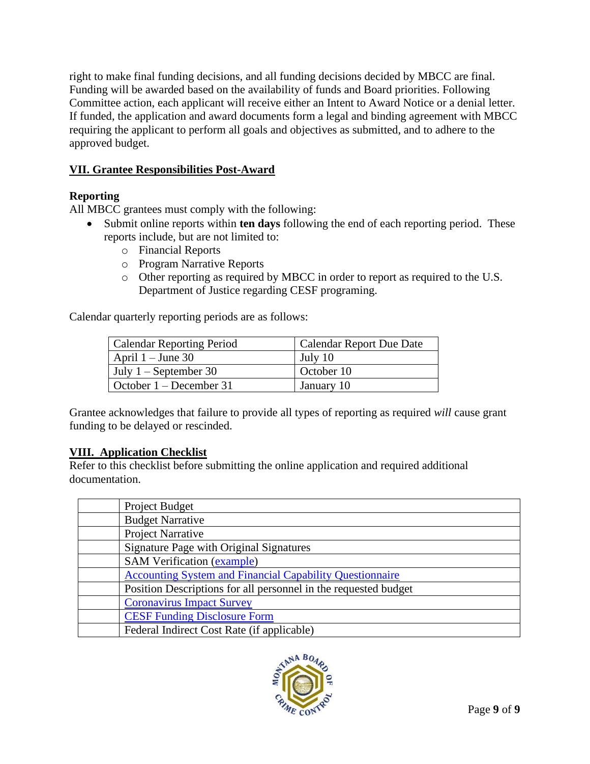right to make final funding decisions, and all funding decisions decided by MBCC are final. Funding will be awarded based on the availability of funds and Board priorities. Following Committee action, each applicant will receive either an Intent to Award Notice or a denial letter. If funded, the application and award documents form a legal and binding agreement with MBCC requiring the applicant to perform all goals and objectives as submitted, and to adhere to the approved budget.

## VII. Grantee Responsibilities Post-Award

**Reporting**

All MBCC grantees must comply with the following:

- Submit online reports within **ten days** following the end of each reporting period. These reports include, but are not limited to:
  - Financial Reports
  - Program Narrative Reports
  - Other reporting as required by MBCC in order to report as required to the U.S. Department of Justice regarding CESF programing.

Calendar quarterly reporting periods are as follows:

| Calendar Reporting Period | Calendar Report Due Date |
|---|---|
| April 1 – June 30 | July 10 |
| July 1 – September 30 | October 10 |
| October 1 – December 31 | January 10 |

Grantee acknowledges that failure to provide all types of reporting as required *will* cause grant funding to be delayed or rescinded.

## VIII. Application Checklist

Refer to this checklist before submitting the online application and required additional documentation.

| | |
|---|---|
| | Project Budget |
| | Budget Narrative |
| | Project Narrative |
| | Signature Page with Original Signatures |
| | SAM Verification (example) |
| | Accounting System and Financial Capability Questionnaire |
| | Position Descriptions for all personnel in the requested budget |
| | Coronavirus Impact Survey |
| | CESF Funding Disclosure Form |
| | Federal Indirect Cost Rate (if applicable) |